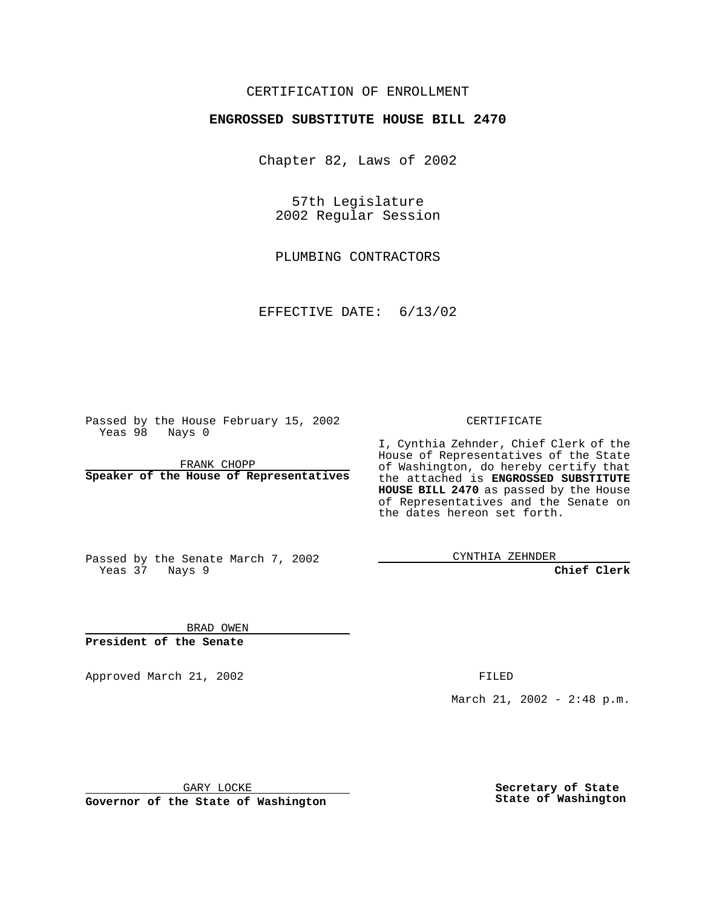CERTIFICATION OF ENROLLMENT

**ENGROSSED SUBSTITUTE HOUSE BILL 2470**

Chapter 82, Laws of 2002

57th Legislature
2002 Regular Session

PLUMBING CONTRACTORS

EFFECTIVE DATE: 6/13/02

Passed by the House February 15, 2002
Yeas 98 Nays 0

FRANK CHOPP
**Speaker of the House of Representatives**

Passed by the Senate March 7, 2002
Yeas 37 Nays 9

BRAD OWEN
**President of the Senate**

Approved March 21, 2002

GARY LOCKE
**Governor of the State of Washington**

CERTIFICATE

I, Cynthia Zehnder, Chief Clerk of the House of Representatives of the State of Washington, do hereby certify that the attached is **ENGROSSED SUBSTITUTE HOUSE BILL 2470** as passed by the House of Representatives and the Senate on the dates hereon set forth.

CYNTHIA ZEHNDER
**Chief Clerk**

FILED

March 21, 2002 - 2:48 p.m.

**Secretary of State**
**State of Washington**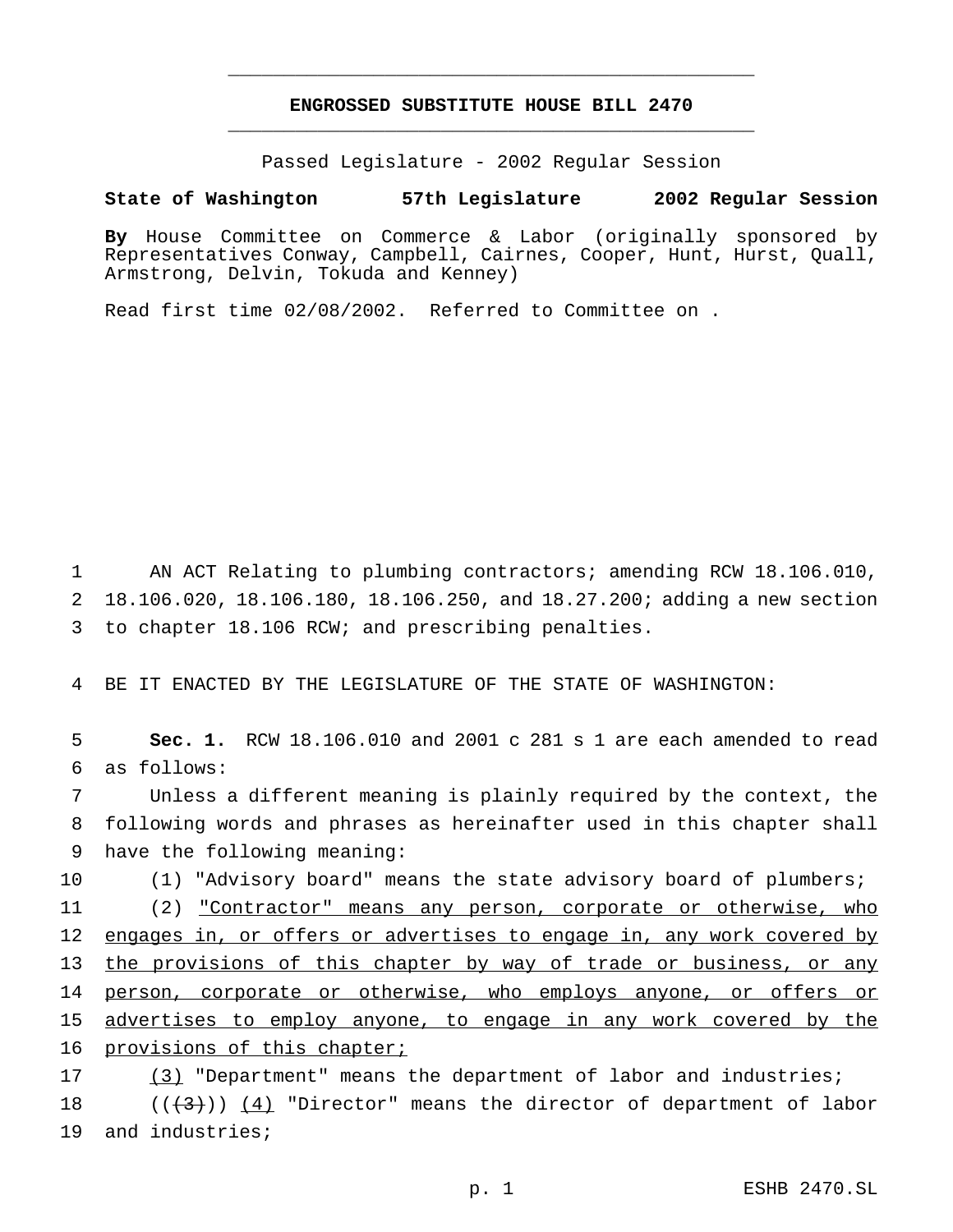# ENGROSSED SUBSTITUTE HOUSE BILL 2470

Passed Legislature - 2002 Regular Session

**State of Washington 57th Legislature 2002 Regular Session**

**By** House Committee on Commerce & Labor (originally sponsored by Representatives Conway, Campbell, Cairnes, Cooper, Hunt, Hurst, Quall, Armstrong, Delvin, Tokuda and Kenney)

Read first time 02/08/2002. Referred to Committee on .

AN ACT Relating to plumbing contractors; amending RCW 18.106.010, 18.106.020, 18.106.180, 18.106.250, and 18.27.200; adding a new section to chapter 18.106 RCW; and prescribing penalties.

BE IT ENACTED BY THE LEGISLATURE OF THE STATE OF WASHINGTON:

**Sec. 1.** RCW 18.106.010 and 2001 c 281 s 1 are each amended to read as follows:

Unless a different meaning is plainly required by the context, the following words and phrases as hereinafter used in this chapter shall have the following meaning:

(1) "Advisory board" means the state advisory board of plumbers;

(2) <u>"Contractor" means any person, corporate or otherwise, who engages in, or offers or advertises to engage in, any work covered by the provisions of this chapter by way of trade or business, or any person, corporate or otherwise, who employs anyone, or offers or advertises to employ anyone, to engage in any work covered by the provisions of this chapter;</u>

<u>(3)</u> "Department" means the department of labor and industries;

((~~(3)~~)) <u>(4)</u> "Director" means the director of department of labor and industries;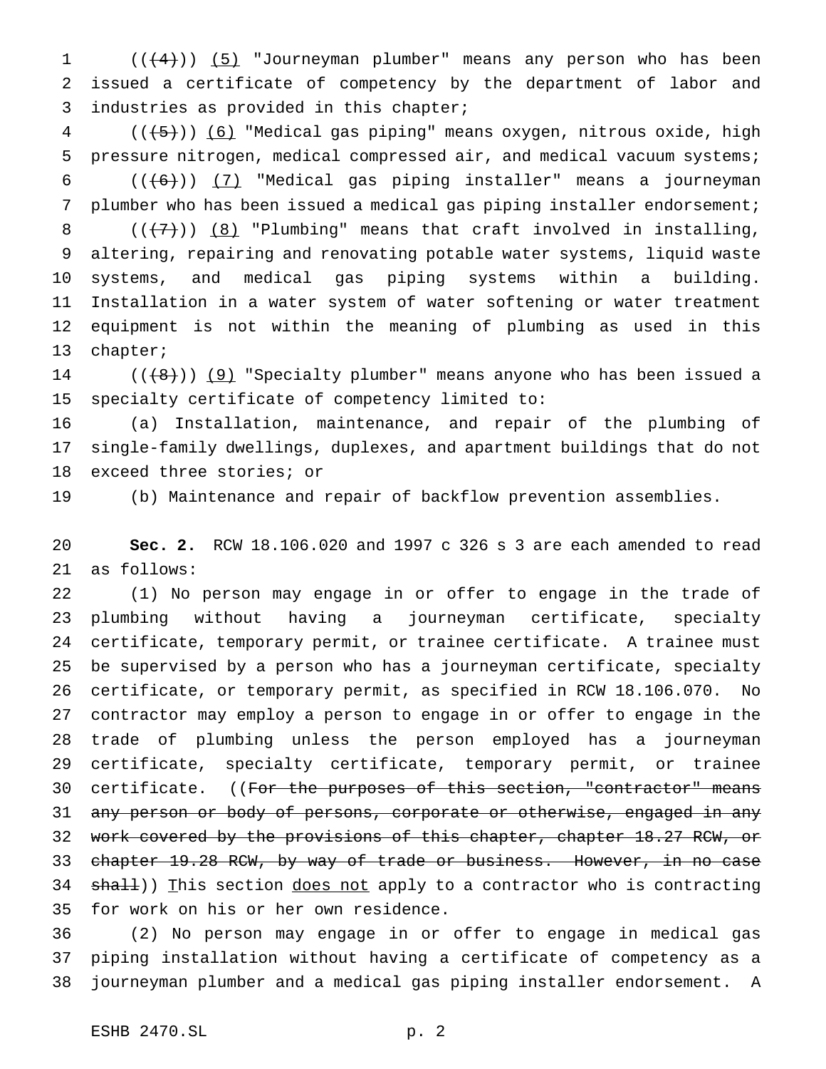((~~(4)~~)) <u>(5)</u> "Journeyman plumber" means any person who has been issued a certificate of competency by the department of labor and industries as provided in this chapter;

((~~(5)~~)) <u>(6)</u> "Medical gas piping" means oxygen, nitrous oxide, high pressure nitrogen, medical compressed air, and medical vacuum systems;

((~~(6)~~)) <u>(7)</u> "Medical gas piping installer" means a journeyman plumber who has been issued a medical gas piping installer endorsement;

((~~(7)~~)) <u>(8)</u> "Plumbing" means that craft involved in installing, altering, repairing and renovating potable water systems, liquid waste systems, and medical gas piping systems within a building. Installation in a water system of water softening or water treatment equipment is not within the meaning of plumbing as used in this chapter;

((~~(8)~~)) <u>(9)</u> "Specialty plumber" means anyone who has been issued a specialty certificate of competency limited to:

(a) Installation, maintenance, and repair of the plumbing of single-family dwellings, duplexes, and apartment buildings that do not exceed three stories; or

(b) Maintenance and repair of backflow prevention assemblies.

**Sec. 2.** RCW 18.106.020 and 1997 c 326 s 3 are each amended to read as follows:

(1) No person may engage in or offer to engage in the trade of plumbing without having a journeyman certificate, specialty certificate, temporary permit, or trainee certificate. A trainee must be supervised by a person who has a journeyman certificate, specialty certificate, or temporary permit, as specified in RCW 18.106.070. No contractor may employ a person to engage in or offer to engage in the trade of plumbing unless the person employed has a journeyman certificate, specialty certificate, temporary permit, or trainee certificate. ((~~For the purposes of this section, "contractor" means any person or body of persons, corporate or otherwise, engaged in any work covered by the provisions of this chapter, chapter 18.27 RCW, or chapter 19.28 RCW, by way of trade or business. However, in no case shall~~)) <u>T</u>his section <u>does not</u> apply to a contractor who is contracting for work on his or her own residence.

(2) No person may engage in or offer to engage in medical gas piping installation without having a certificate of competency as a journeyman plumber and a medical gas piping installer endorsement. A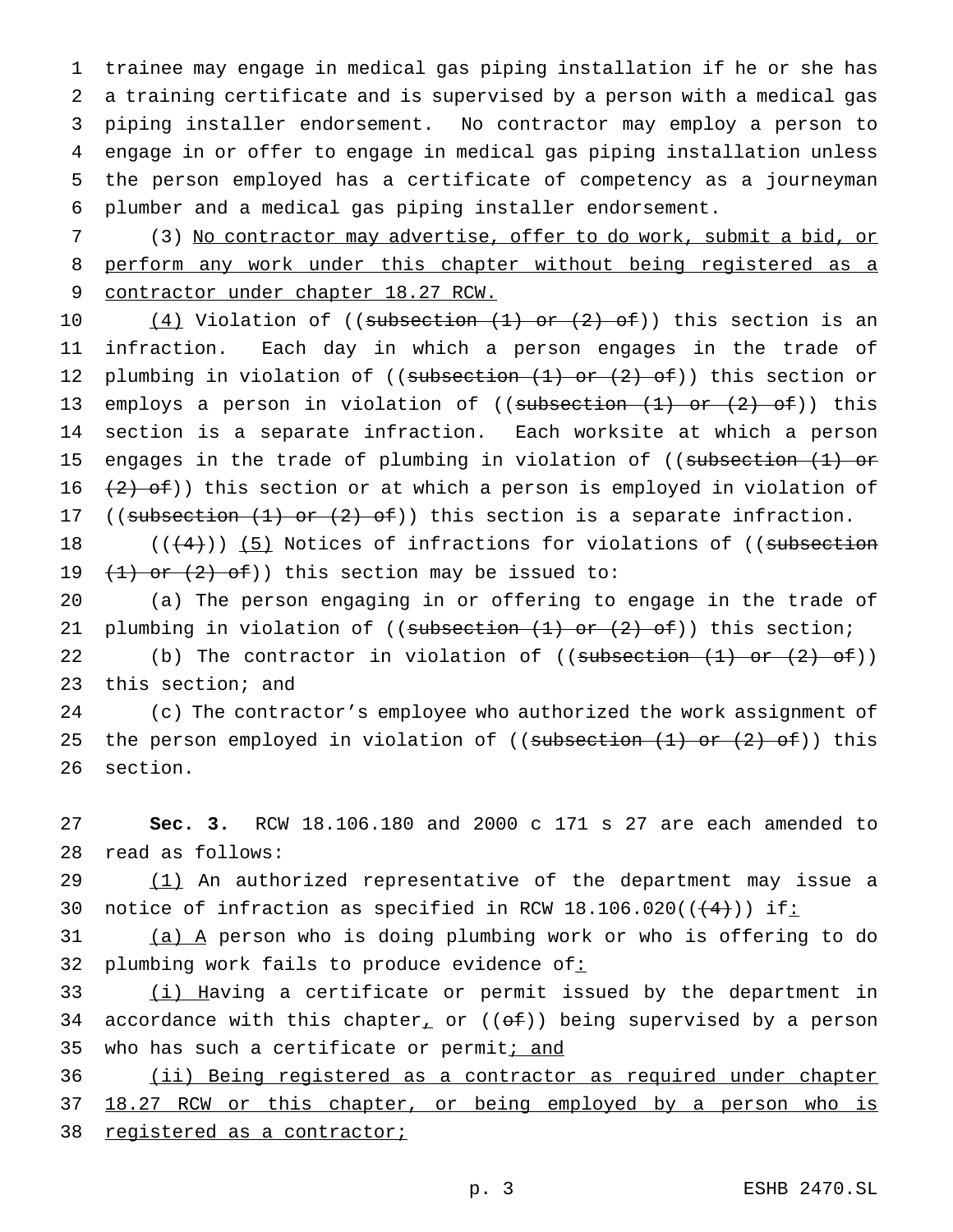trainee may engage in medical gas piping installation if he or she has a training certificate and is supervised by a person with a medical gas piping installer endorsement. No contractor may employ a person to engage in or offer to engage in medical gas piping installation unless the person employed has a certificate of competency as a journeyman plumber and a medical gas piping installer endorsement.

(3) No contractor may advertise, offer to do work, submit a bid, or perform any work under this chapter without being registered as a contractor under chapter 18.27 RCW.

(4) Violation of ((~~subsection (1) or (2) of~~)) this section is an infraction. Each day in which a person engages in the trade of plumbing in violation of ((~~subsection (1) or (2) of~~)) this section or employs a person in violation of ((~~subsection (1) or (2) of~~)) this section is a separate infraction. Each worksite at which a person engages in the trade of plumbing in violation of ((~~subsection (1) or (2) of~~)) this section or at which a person is employed in violation of ((~~subsection (1) or (2) of~~)) this section is a separate infraction.

((~~(4)~~)) (5) Notices of infractions for violations of ((~~subsection (1) or (2) of~~)) this section may be issued to:

(a) The person engaging in or offering to engage in the trade of plumbing in violation of ((~~subsection (1) or (2) of~~)) this section;

(b) The contractor in violation of ((~~subsection (1) or (2) of~~)) this section; and

(c) The contractor's employee who authorized the work assignment of the person employed in violation of ((~~subsection (1) or (2) of~~)) this section.

**Sec. 3.** RCW 18.106.180 and 2000 c 171 s 27 are each amended to read as follows:

(1) An authorized representative of the department may issue a notice of infraction as specified in RCW 18.106.020((~~(4)~~)) if:

(a) A person who is doing plumbing work or who is offering to do plumbing work fails to produce evidence of:

(i) Having a certificate or permit issued by the department in accordance with this chapter, or ((~~of~~)) being supervised by a person who has such a certificate or permit; and

(ii) Being registered as a contractor as required under chapter 18.27 RCW or this chapter, or being employed by a person who is registered as a contractor;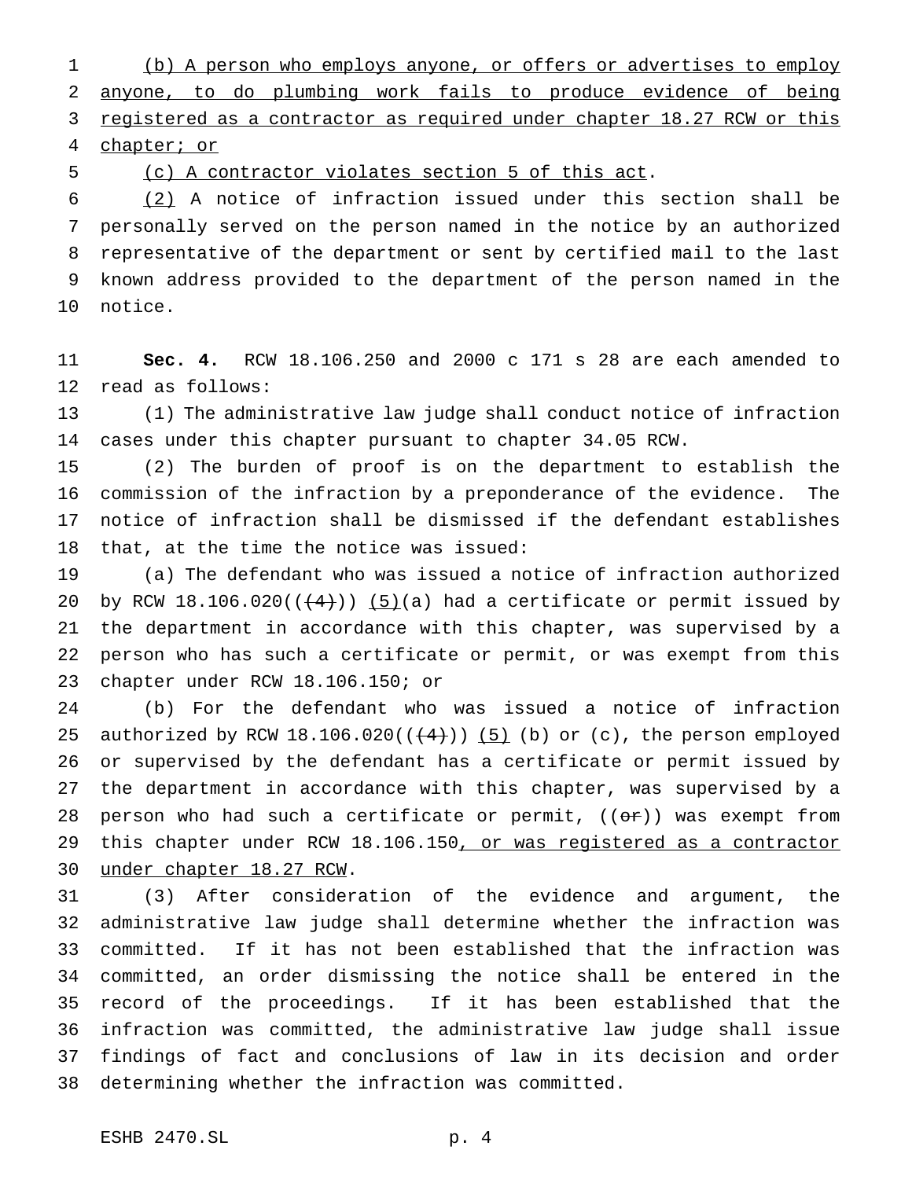(b) A person who employs anyone, or offers or advertises to employ anyone, to do plumbing work fails to produce evidence of being registered as a contractor as required under chapter 18.27 RCW or this chapter; or

(c) A contractor violates section 5 of this act.

(2) A notice of infraction issued under this section shall be personally served on the person named in the notice by an authorized representative of the department or sent by certified mail to the last known address provided to the department of the person named in the notice.

**Sec. 4.** RCW 18.106.250 and 2000 c 171 s 28 are each amended to read as follows:

(1) The administrative law judge shall conduct notice of infraction cases under this chapter pursuant to chapter 34.05 RCW.

(2) The burden of proof is on the department to establish the commission of the infraction by a preponderance of the evidence. The notice of infraction shall be dismissed if the defendant establishes that, at the time the notice was issued:

(a) The defendant who was issued a notice of infraction authorized by RCW 18.106.020((~~(4)~~)) (5)(a) had a certificate or permit issued by the department in accordance with this chapter, was supervised by a person who has such a certificate or permit, or was exempt from this chapter under RCW 18.106.150; or

(b) For the defendant who was issued a notice of infraction authorized by RCW 18.106.020((~~(4)~~)) (5) (b) or (c), the person employed or supervised by the defendant has a certificate or permit issued by the department in accordance with this chapter, was supervised by a person who had such a certificate or permit, ((~~or~~)) was exempt from this chapter under RCW 18.106.150, or was registered as a contractor under chapter 18.27 RCW.

(3) After consideration of the evidence and argument, the administrative law judge shall determine whether the infraction was committed. If it has not been established that the infraction was committed, an order dismissing the notice shall be entered in the record of the proceedings. If it has been established that the infraction was committed, the administrative law judge shall issue findings of fact and conclusions of law in its decision and order determining whether the infraction was committed.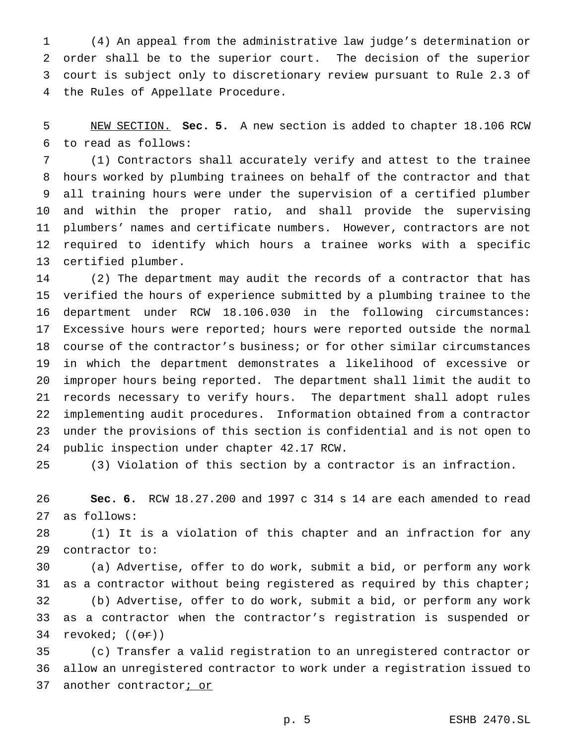(4) An appeal from the administrative law judge's determination or order shall be to the superior court. The decision of the superior court is subject only to discretionary review pursuant to Rule 2.3 of the Rules of Appellate Procedure.

NEW SECTION. **Sec. 5.** A new section is added to chapter 18.106 RCW to read as follows:

(1) Contractors shall accurately verify and attest to the trainee hours worked by plumbing trainees on behalf of the contractor and that all training hours were under the supervision of a certified plumber and within the proper ratio, and shall provide the supervising plumbers' names and certificate numbers. However, contractors are not required to identify which hours a trainee works with a specific certified plumber.

(2) The department may audit the records of a contractor that has verified the hours of experience submitted by a plumbing trainee to the department under RCW 18.106.030 in the following circumstances: Excessive hours were reported; hours were reported outside the normal course of the contractor's business; or for other similar circumstances in which the department demonstrates a likelihood of excessive or improper hours being reported. The department shall limit the audit to records necessary to verify hours. The department shall adopt rules implementing audit procedures. Information obtained from a contractor under the provisions of this section is confidential and is not open to public inspection under chapter 42.17 RCW.

(3) Violation of this section by a contractor is an infraction.

**Sec. 6.** RCW 18.27.200 and 1997 c 314 s 14 are each amended to read as follows:

(1) It is a violation of this chapter and an infraction for any contractor to:

(a) Advertise, offer to do work, submit a bid, or perform any work as a contractor without being registered as required by this chapter;

(b) Advertise, offer to do work, submit a bid, or perform any work as a contractor when the contractor's registration is suspended or revoked; ((~~or~~))

(c) Transfer a valid registration to an unregistered contractor or allow an unregistered contractor to work under a registration issued to another contractor; or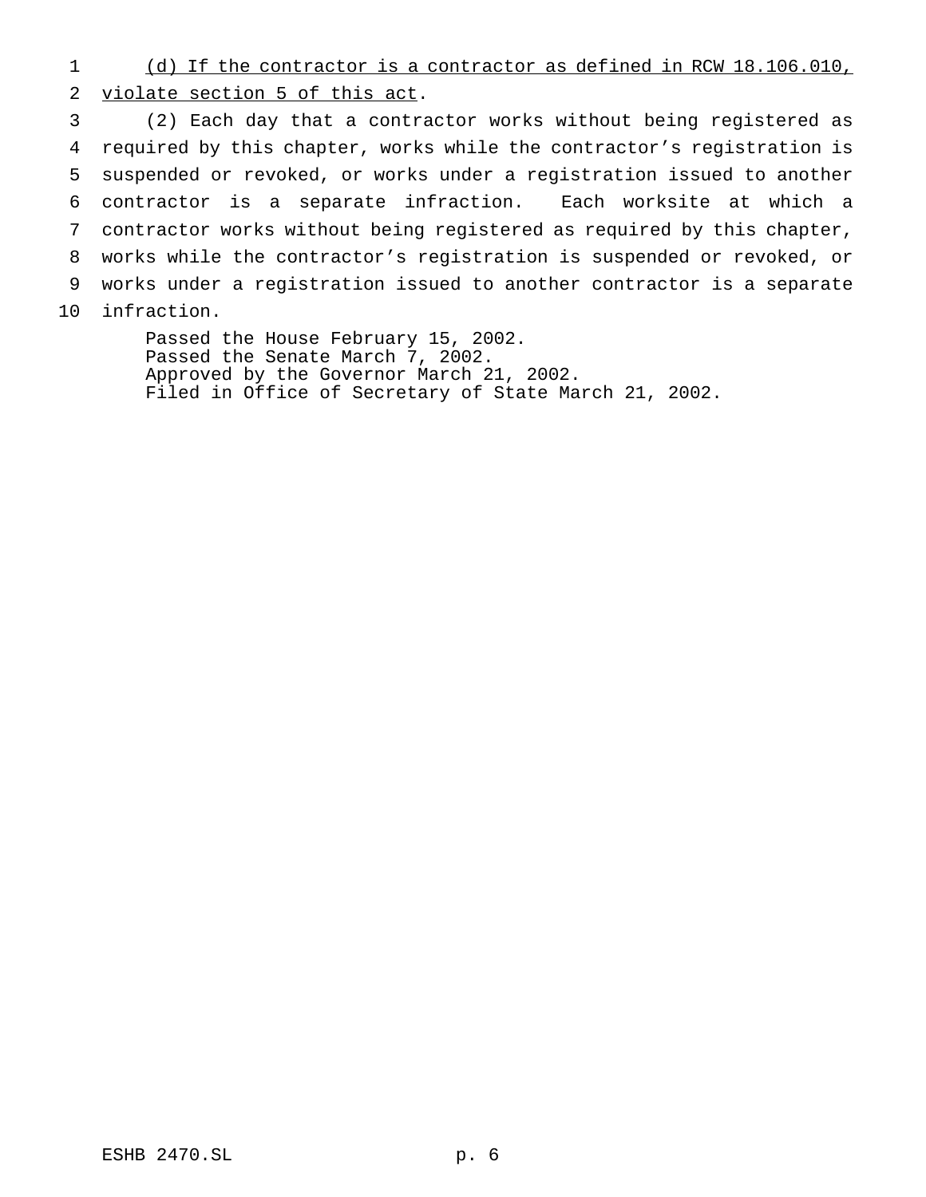(d) If the contractor is a contractor as defined in RCW 18.106.010, violate section 5 of this act.

(2) Each day that a contractor works without being registered as required by this chapter, works while the contractor's registration is suspended or revoked, or works under a registration issued to another contractor is a separate infraction. Each worksite at which a contractor works without being registered as required by this chapter, works while the contractor's registration is suspended or revoked, or works under a registration issued to another contractor is a separate infraction.

Passed the House February 15, 2002.
Passed the Senate March 7, 2002.
Approved by the Governor March 21, 2002.
Filed in Office of Secretary of State March 21, 2002.